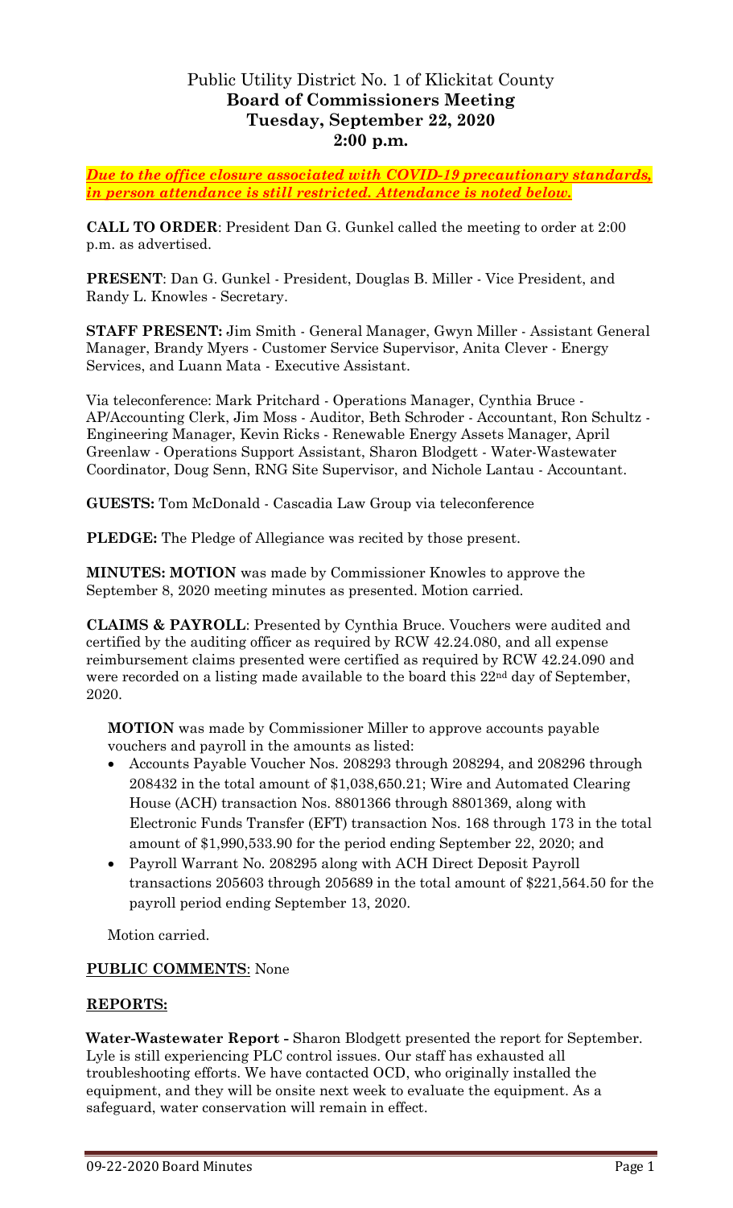# Public Utility District No. 1 of Klickitat County
## Board of Commissioners Meeting
## Tuesday, September 22, 2020
## 2:00 p.m.

***Due to the office closure associated with COVID-19 precautionary standards, in person attendance is still restricted. Attendance is noted below.***

**CALL TO ORDER**: President Dan G. Gunkel called the meeting to order at 2:00 p.m. as advertised.

**PRESENT**: Dan G. Gunkel - President, Douglas B. Miller - Vice President, and Randy L. Knowles - Secretary.

**STAFF PRESENT:** Jim Smith - General Manager, Gwyn Miller - Assistant General Manager, Brandy Myers - Customer Service Supervisor, Anita Clever - Energy Services, and Luann Mata - Executive Assistant.

Via teleconference: Mark Pritchard - Operations Manager, Cynthia Bruce - AP/Accounting Clerk, Jim Moss - Auditor, Beth Schroder - Accountant, Ron Schultz - Engineering Manager, Kevin Ricks - Renewable Energy Assets Manager, April Greenlaw - Operations Support Assistant, Sharon Blodgett - Water-Wastewater Coordinator, Doug Senn, RNG Site Supervisor, and Nichole Lantau - Accountant.

**GUESTS:** Tom McDonald - Cascadia Law Group via teleconference

**PLEDGE:** The Pledge of Allegiance was recited by those present.

**MINUTES: MOTION** was made by Commissioner Knowles to approve the September 8, 2020 meeting minutes as presented. Motion carried.

**CLAIMS & PAYROLL**: Presented by Cynthia Bruce. Vouchers were audited and certified by the auditing officer as required by RCW 42.24.080, and all expense reimbursement claims presented were certified as required by RCW 42.24.090 and were recorded on a listing made available to the board this 22nd day of September, 2020.

**MOTION** was made by Commissioner Miller to approve accounts payable vouchers and payroll in the amounts as listed:

- Accounts Payable Voucher Nos. 208293 through 208294, and 208296 through 208432 in the total amount of $1,038,650.21; Wire and Automated Clearing House (ACH) transaction Nos. 8801366 through 8801369, along with Electronic Funds Transfer (EFT) transaction Nos. 168 through 173 in the total amount of $1,990,533.90 for the period ending September 22, 2020; and
- Payroll Warrant No. 208295 along with ACH Direct Deposit Payroll transactions 205603 through 205689 in the total amount of $221,564.50 for the payroll period ending September 13, 2020.

Motion carried.

**PUBLIC COMMENTS**: None

**REPORTS:**

**Water-Wastewater Report -** Sharon Blodgett presented the report for September. Lyle is still experiencing PLC control issues. Our staff has exhausted all troubleshooting efforts. We have contacted OCD, who originally installed the equipment, and they will be onsite next week to evaluate the equipment. As a safeguard, water conservation will remain in effect.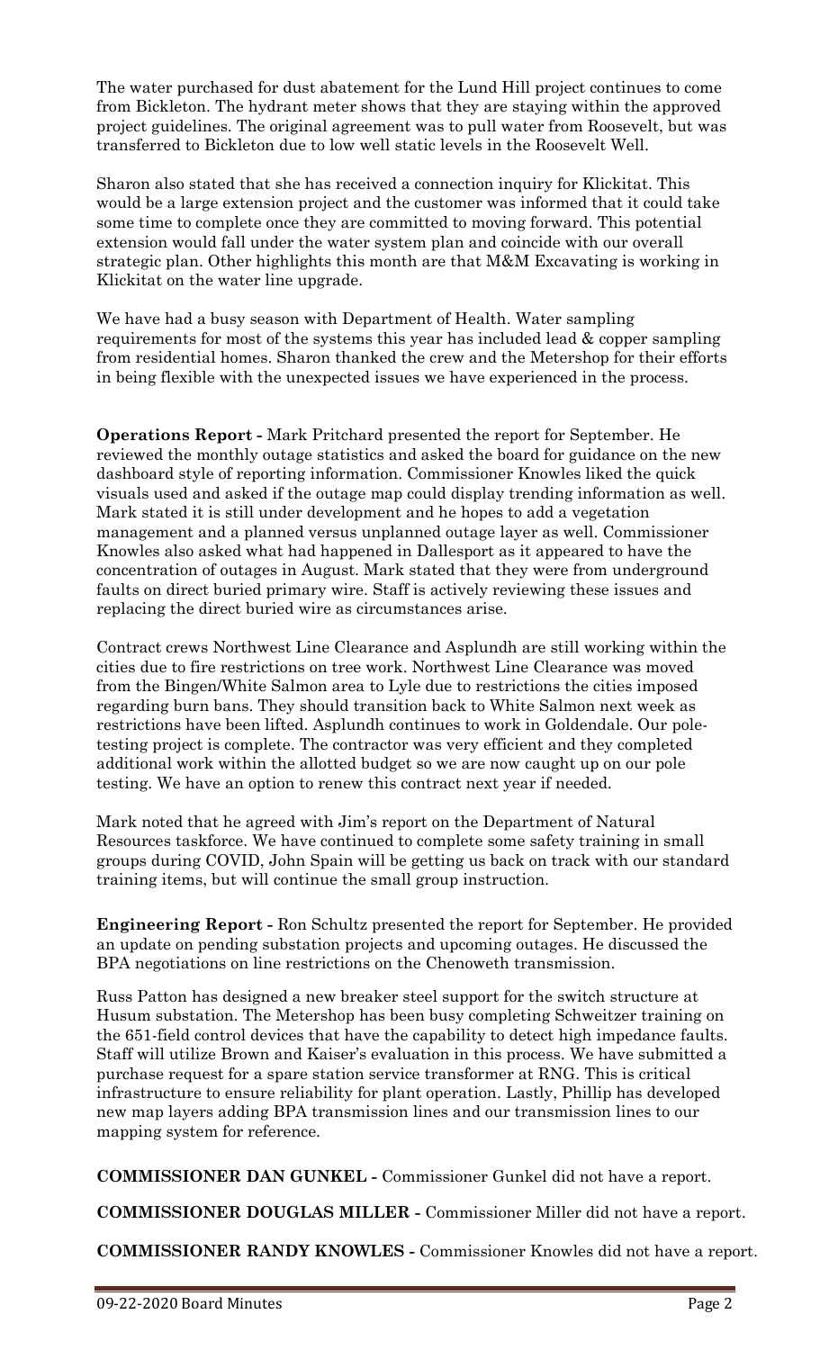The water purchased for dust abatement for the Lund Hill project continues to come from Bickleton. The hydrant meter shows that they are staying within the approved project guidelines. The original agreement was to pull water from Roosevelt, but was transferred to Bickleton due to low well static levels in the Roosevelt Well.

Sharon also stated that she has received a connection inquiry for Klickitat. This would be a large extension project and the customer was informed that it could take some time to complete once they are committed to moving forward. This potential extension would fall under the water system plan and coincide with our overall strategic plan. Other highlights this month are that M&M Excavating is working in Klickitat on the water line upgrade.

We have had a busy season with Department of Health. Water sampling requirements for most of the systems this year has included lead & copper sampling from residential homes. Sharon thanked the crew and the Metershop for their efforts in being flexible with the unexpected issues we have experienced in the process.

**Operations Report -** Mark Pritchard presented the report for September. He reviewed the monthly outage statistics and asked the board for guidance on the new dashboard style of reporting information. Commissioner Knowles liked the quick visuals used and asked if the outage map could display trending information as well. Mark stated it is still under development and he hopes to add a vegetation management and a planned versus unplanned outage layer as well. Commissioner Knowles also asked what had happened in Dallesport as it appeared to have the concentration of outages in August. Mark stated that they were from underground faults on direct buried primary wire. Staff is actively reviewing these issues and replacing the direct buried wire as circumstances arise.

Contract crews Northwest Line Clearance and Asplundh are still working within the cities due to fire restrictions on tree work. Northwest Line Clearance was moved from the Bingen/White Salmon area to Lyle due to restrictions the cities imposed regarding burn bans. They should transition back to White Salmon next week as restrictions have been lifted. Asplundh continues to work in Goldendale. Our pole-testing project is complete. The contractor was very efficient and they completed additional work within the allotted budget so we are now caught up on our pole testing. We have an option to renew this contract next year if needed.

Mark noted that he agreed with Jim's report on the Department of Natural Resources taskforce. We have continued to complete some safety training in small groups during COVID, John Spain will be getting us back on track with our standard training items, but will continue the small group instruction.

**Engineering Report -** Ron Schultz presented the report for September. He provided an update on pending substation projects and upcoming outages. He discussed the BPA negotiations on line restrictions on the Chenoweth transmission.

Russ Patton has designed a new breaker steel support for the switch structure at Husum substation. The Metershop has been busy completing Schweitzer training on the 651-field control devices that have the capability to detect high impedance faults. Staff will utilize Brown and Kaiser's evaluation in this process. We have submitted a purchase request for a spare station service transformer at RNG. This is critical infrastructure to ensure reliability for plant operation. Lastly, Phillip has developed new map layers adding BPA transmission lines and our transmission lines to our mapping system for reference.

**COMMISSIONER DAN GUNKEL -** Commissioner Gunkel did not have a report.

**COMMISSIONER DOUGLAS MILLER -** Commissioner Miller did not have a report.

**COMMISSIONER RANDY KNOWLES -** Commissioner Knowles did not have a report.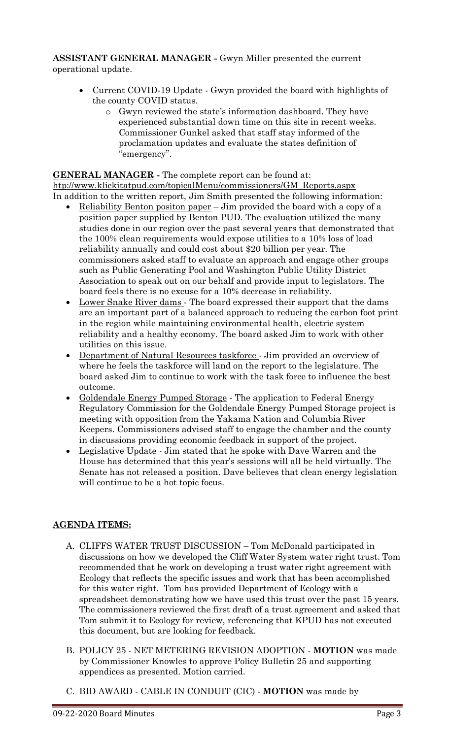**ASSISTANT GENERAL MANAGER -** Gwyn Miller presented the current operational update.

- Current COVID-19 Update - Gwyn provided the board with highlights of the county COVID status.
  - Gwyn reviewed the state's information dashboard. They have experienced substantial down time on this site in recent weeks. Commissioner Gunkel asked that staff stay informed of the proclamation updates and evaluate the states definition of "emergency".

**GENERAL MANAGER -** The complete report can be found at: http://www.klickitatpud.com/topicalMenu/commissioners/GM_Reports.aspx

In addition to the written report, Jim Smith presented the following information:

- Reliability Benton positon paper – Jim provided the board with a copy of a position paper supplied by Benton PUD. The evaluation utilized the many studies done in our region over the past several years that demonstrated that the 100% clean requirements would expose utilities to a 10% loss of load reliability annually and could cost about $20 billion per year. The commissioners asked staff to evaluate an approach and engage other groups such as Public Generating Pool and Washington Public Utility District Association to speak out on our behalf and provide input to legislators. The board feels there is no excuse for a 10% decrease in reliability.
- Lower Snake River dams - The board expressed their support that the dams are an important part of a balanced approach to reducing the carbon foot print in the region while maintaining environmental health, electric system reliability and a healthy economy. The board asked Jim to work with other utilities on this issue.
- Department of Natural Resources taskforce - Jim provided an overview of where he feels the taskforce will land on the report to the legislature. The board asked Jim to continue to work with the task force to influence the best outcome.
- Goldendale Energy Pumped Storage - The application to Federal Energy Regulatory Commission for the Goldendale Energy Pumped Storage project is meeting with opposition from the Yakama Nation and Columbia River Keepers. Commissioners advised staff to engage the chamber and the county in discussions providing economic feedback in support of the project.
- Legislative Update - Jim stated that he spoke with Dave Warren and the House has determined that this year's sessions will all be held virtually. The Senate has not released a position. Dave believes that clean energy legislation will continue to be a hot topic focus.

**AGENDA ITEMS:**

A. CLIFFS WATER TRUST DISCUSSION – Tom McDonald participated in discussions on how we developed the Cliff Water System water right trust. Tom recommended that he work on developing a trust water right agreement with Ecology that reflects the specific issues and work that has been accomplished for this water right. Tom has provided Department of Ecology with a spreadsheet demonstrating how we have used this trust over the past 15 years. The commissioners reviewed the first draft of a trust agreement and asked that Tom submit it to Ecology for review, referencing that KPUD has not executed this document, but are looking for feedback.

B. POLICY 25 - NET METERING REVISION ADOPTION - **MOTION** was made by Commissioner Knowles to approve Policy Bulletin 25 and supporting appendices as presented. Motion carried.

C. BID AWARD - CABLE IN CONDUIT (CIC) - **MOTION** was made by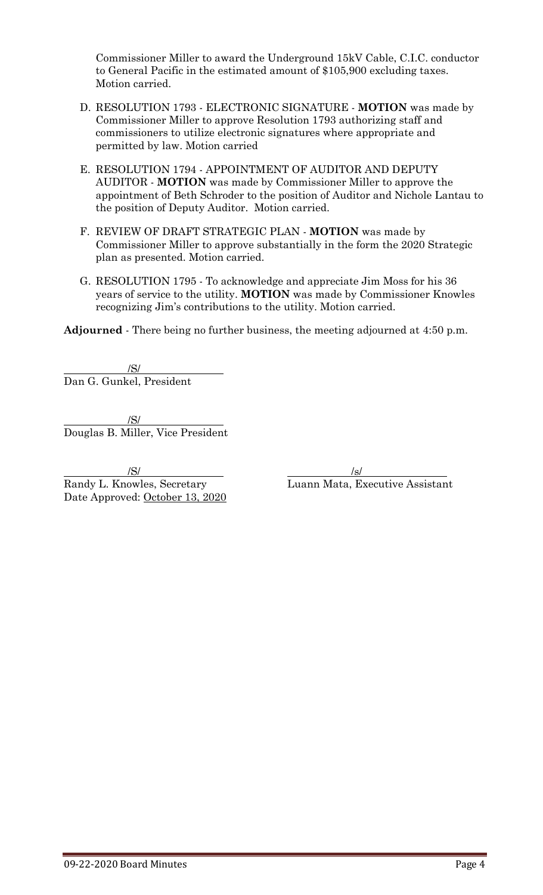Commissioner Miller to award the Underground 15kV Cable, C.I.C. conductor to General Pacific in the estimated amount of $105,900 excluding taxes. Motion carried.

D. RESOLUTION 1793 - ELECTRONIC SIGNATURE - **MOTION** was made by Commissioner Miller to approve Resolution 1793 authorizing staff and commissioners to utilize electronic signatures where appropriate and permitted by law. Motion carried

E. RESOLUTION 1794 - APPOINTMENT OF AUDITOR AND DEPUTY AUDITOR - **MOTION** was made by Commissioner Miller to approve the appointment of Beth Schroder to the position of Auditor and Nichole Lantau to the position of Deputy Auditor. Motion carried.

F. REVIEW OF DRAFT STRATEGIC PLAN - **MOTION** was made by Commissioner Miller to approve substantially in the form the 2020 Strategic plan as presented. Motion carried.

G. RESOLUTION 1795 - To acknowledge and appreciate Jim Moss for his 36 years of service to the utility. **MOTION** was made by Commissioner Knowles recognizing Jim's contributions to the utility. Motion carried.

**Adjourned** - There being no further business, the meeting adjourned at 4:50 p.m.

/S/
Dan G. Gunkel, President

/S/
Douglas B. Miller, Vice President

/S/
Randy L. Knowles, Secretary
Date Approved: October 13, 2020

/s/
Luann Mata, Executive Assistant